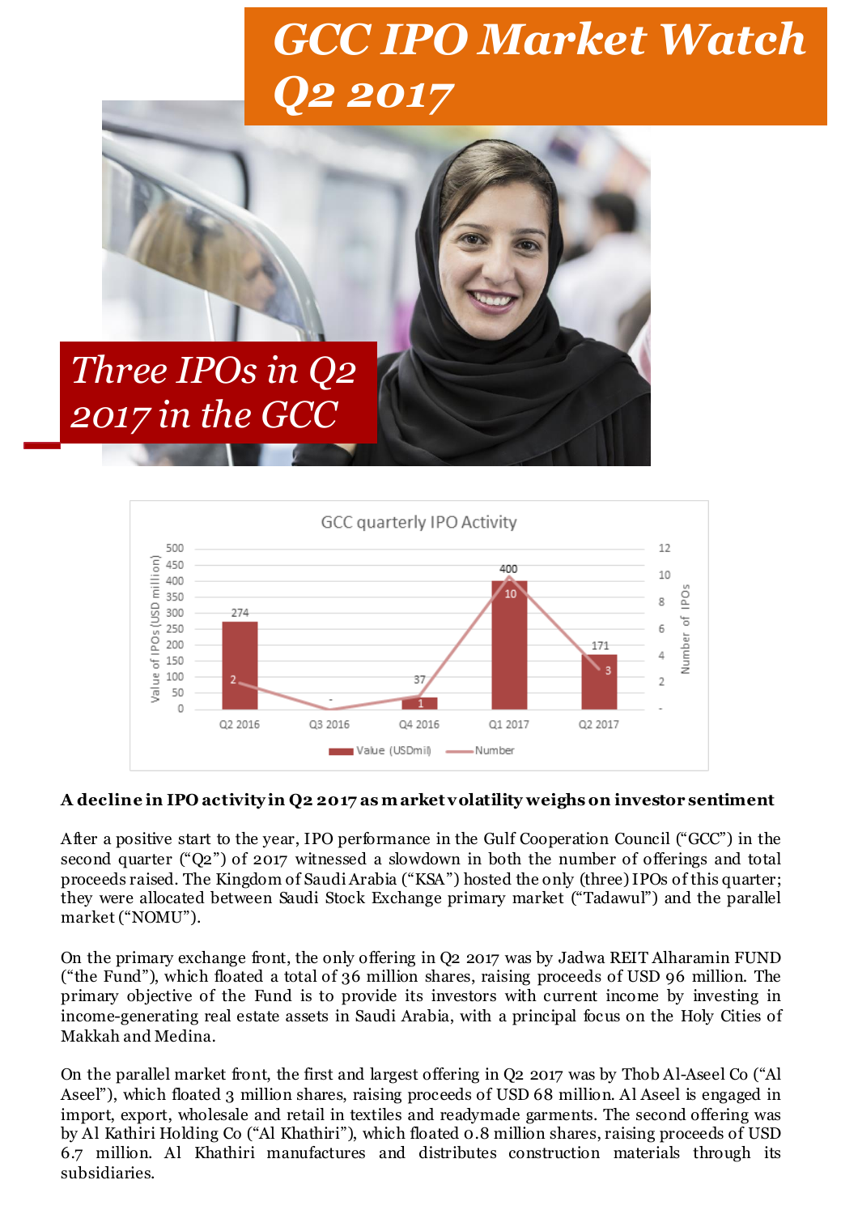# GCC IPO Market Watch Q2 2017

## Three IPOs in Q2 2017 in the GCC

GCC quarterly IPO Activity

| Quarter | Value (USDmil) | Number |
|---|---|---|
| Q2 2016 | 274 | 2 |
| Q3 2016 | - | - |
| Q4 2016 | 37 | 1 |
| Q1 2017 | 400 | 10 |
| Q2 2017 | 171 | 3 |

### A decline in IPO activity in Q2 2017 as market volatility weighs on investor sentiment

After a positive start to the year, IPO performance in the Gulf Cooperation Council ("GCC") in the second quarter ("Q2") of 2017 witnessed a slowdown in both the number of offerings and total proceeds raised. The Kingdom of Saudi Arabia ("KSA") hosted the only (three) IPOs of this quarter; they were allocated between Saudi Stock Exchange primary market ("Tadawul") and the parallel market ("NOMU").

On the primary exchange front, the only offering in Q2 2017 was by Jadwa REIT Alharamin FUND ("the Fund"), which floated a total of 36 million shares, raising proceeds of USD 96 million. The primary objective of the Fund is to provide its investors with current income by investing in income-generating real estate assets in Saudi Arabia, with a principal focus on the Holy Cities of Makkah and Medina.

On the parallel market front, the first and largest offering in Q2 2017 was by Thob Al-Aseel Co ("Al Aseel"), which floated 3 million shares, raising proceeds of USD 68 million. Al Aseel is engaged in import, export, wholesale and retail in textiles and readymade garments. The second offering was by Al Kathiri Holding Co ("Al Khathiri"), which floated 0.8 million shares, raising proceeds of USD 6.7 million. Al Khathiri manufactures and distributes construction materials through its subsidiaries.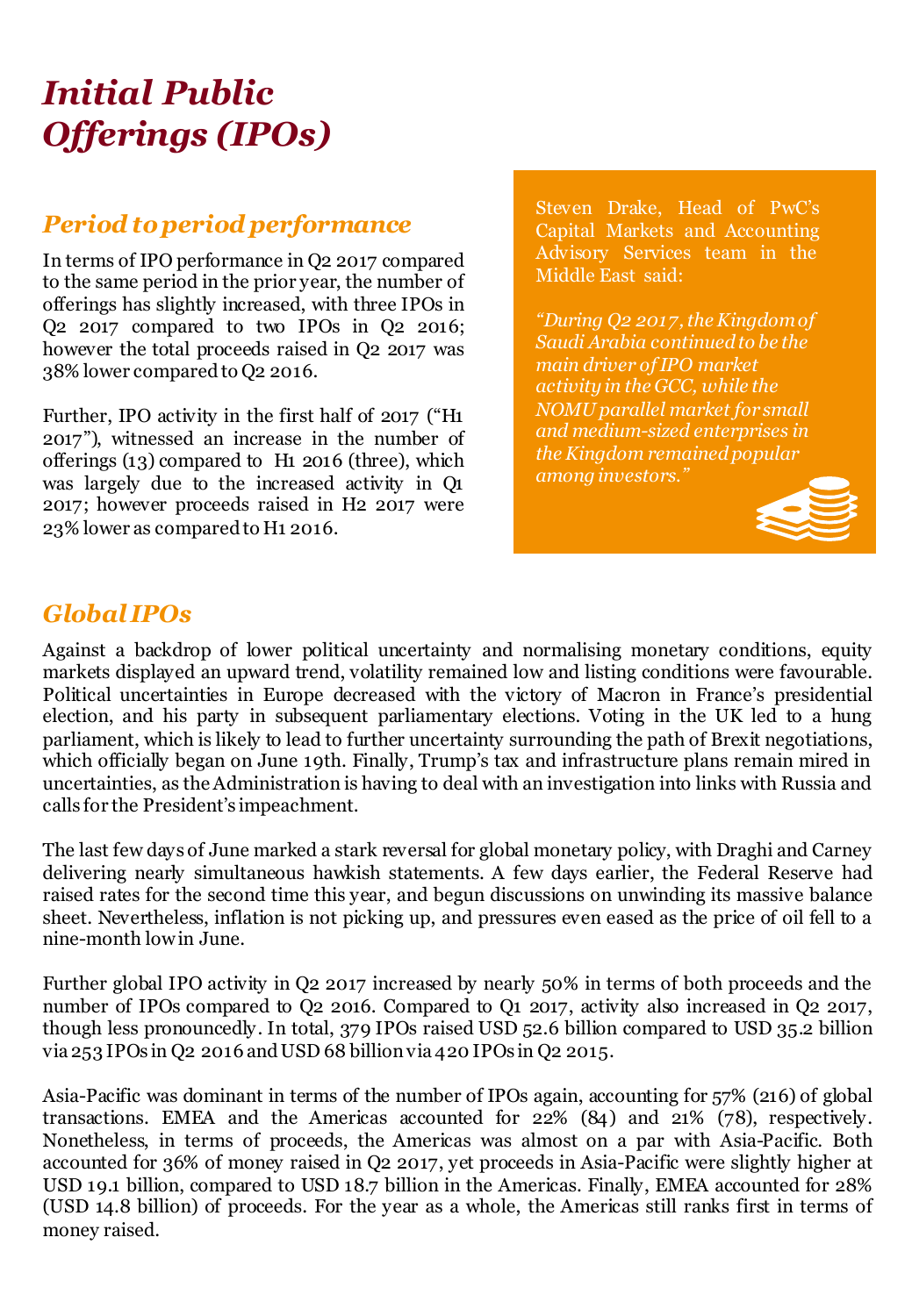# *Initial Public Offerings (IPOs)*

## *Period to period performance*

In terms of IPO performance in Q2 2017 compared to the same period in the prior year, the number of offerings has slightly increased, with three IPOs in Q2 2017 compared to two IPOs in Q2 2016; however the total proceeds raised in Q2 2017 was 38% lower compared to Q2 2016.

Further, IPO activity in the first half of 2017 ("H1 2017"), witnessed an increase in the number of offerings (13) compared to H1 2016 (three), which was largely due to the increased activity in Q1 2017; however proceeds raised in H2 2017 were 23% lower as compared to H1 2016.

Steven Drake, Head of PwC's Capital Markets and Accounting Advisory Services team in the Middle East said:

*"During Q2 2017, the Kingdom of Saudi Arabia continued to be the main driver of IPO market activity in the GCC, while the NOMU parallel market for small and medium-sized enterprises in the Kingdom remained popular among investors."*

## *Global IPOs*

Against a backdrop of lower political uncertainty and normalising monetary conditions, equity markets displayed an upward trend, volatility remained low and listing conditions were favourable. Political uncertainties in Europe decreased with the victory of Macron in France's presidential election, and his party in subsequent parliamentary elections. Voting in the UK led to a hung parliament, which is likely to lead to further uncertainty surrounding the path of Brexit negotiations, which officially began on June 19th. Finally, Trump's tax and infrastructure plans remain mired in uncertainties, as the Administration is having to deal with an investigation into links with Russia and calls for the President's impeachment.

The last few days of June marked a stark reversal for global monetary policy, with Draghi and Carney delivering nearly simultaneous hawkish statements. A few days earlier, the Federal Reserve had raised rates for the second time this year, and begun discussions on unwinding its massive balance sheet. Nevertheless, inflation is not picking up, and pressures even eased as the price of oil fell to a nine-month low in June.

Further global IPO activity in Q2 2017 increased by nearly 50% in terms of both proceeds and the number of IPOs compared to Q2 2016. Compared to Q1 2017, activity also increased in Q2 2017, though less pronouncedly. In total, 379 IPOs raised USD 52.6 billion compared to USD 35.2 billion via 253 IPOs in Q2 2016 and USD 68 billion via 420 IPOs in Q2 2015.

Asia-Pacific was dominant in terms of the number of IPOs again, accounting for 57% (216) of global transactions. EMEA and the Americas accounted for 22% (84) and 21% (78), respectively. Nonetheless, in terms of proceeds, the Americas was almost on a par with Asia-Pacific. Both accounted for 36% of money raised in Q2 2017, yet proceeds in Asia-Pacific were slightly higher at USD 19.1 billion, compared to USD 18.7 billion in the Americas. Finally, EMEA accounted for 28% (USD 14.8 billion) of proceeds. For the year as a whole, the Americas still ranks first in terms of money raised.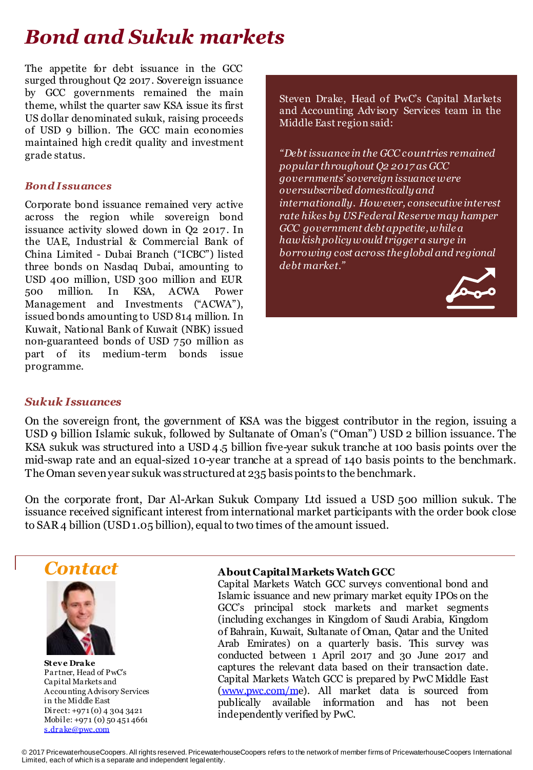# Bond and Sukuk markets

The appetite for debt issuance in the GCC surged throughout Q2 2017. Sovereign issuance by GCC governments remained the main theme, whilst the quarter saw KSA issue its first US dollar denominated sukuk, raising proceeds of USD 9 billion. The GCC main economies maintained high credit quality and investment grade status.

Steven Drake, Head of PwC's Capital Markets and Accounting Advisory Services team in the Middle East region said:

*"Debt issuance in the GCC countries remained popular throughout Q2 2017 as GCC governments' sovereign issuance were oversubscribed domestically and internationally. However, consecutive interest rate hikes by US Federal Reserve may hamper GCC government debt appetite, while a hawkish policy would trigger a surge in borrowing cost across the global and regional debt market."*

### *Bond Issuances*

Corporate bond issuance remained very active across the region while sovereign bond issuance activity slowed down in Q2 2017. In the UAE, Industrial & Commercial Bank of China Limited - Dubai Branch ("ICBC") listed three bonds on Nasdaq Dubai, amounting to USD 400 million, USD 300 million and EUR 500 million. In KSA, ACWA Power Management and Investments ("ACWA"), issued bonds amounting to USD 814 million. In Kuwait, National Bank of Kuwait (NBK) issued non-guaranteed bonds of USD 750 million as part of its medium-term bonds issue programme.

### *Sukuk Issuances*

On the sovereign front, the government of KSA was the biggest contributor in the region, issuing a USD 9 billion Islamic sukuk, followed by Sultanate of Oman's ("Oman") USD 2 billion issuance. The KSA sukuk was structured into a USD 4.5 billion five-year sukuk tranche at 100 basis points over the mid-swap rate and an equal-sized 10-year tranche at a spread of 140 basis points to the benchmark. The Oman seven year sukuk was structured at 235 basis points to the benchmark.

On the corporate front, Dar Al-Arkan Sukuk Company Ltd issued a USD 500 million sukuk. The issuance received significant interest from international market participants with the order book close to SAR 4 billion (USD 1.05 billion), equal to two times of the amount issued.

## *Contact*

**Steve Drake**
Partner, Head of PwC's Capital Markets and Accounting Advisory Services in the Middle East
Direct: +971 (0) 4 304 3421
Mobile: +971 (0) 50 451 4661
s.drake@pwc.com

**About Capital Markets Watch GCC**

Capital Markets Watch GCC surveys conventional bond and Islamic issuance and new primary market equity IPOs on the GCC's principal stock markets and market segments (including exchanges in Kingdom of Saudi Arabia, Kingdom of Bahrain, Kuwait, Sultanate of Oman, Qatar and the United Arab Emirates) on a quarterly basis. This survey was conducted between 1 April 2017 and 30 June 2017 and captures the relevant data based on their transaction date. Capital Markets Watch GCC is prepared by PwC Middle East (www.pwc.com/me). All market data is sourced from publicly available information and has not been independently verified by PwC.

© 2017 PricewaterhouseCoopers. All rights reserved. PricewaterhouseCoopers refers to the network of member firms of PricewaterhouseCoopers International Limited, each of which is a separate and independent legal entity.